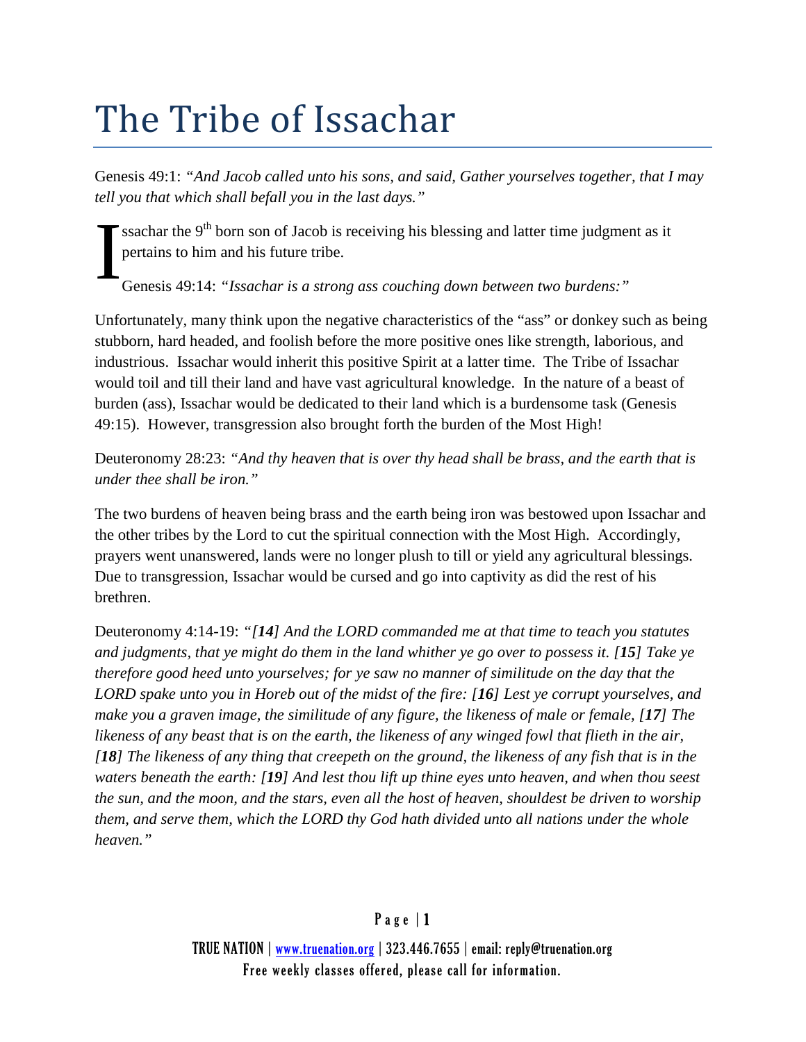# The Tribe of Issachar

Genesis 49:1: *"And Jacob called unto his sons, and said, Gather yourselves together, that I may tell you that which shall befall you in the last days."*

Issachar the 9th born son of Jacob is receiving his blessing and latter time judgment as it pertains to him and his future tribe.

Genesis 49:14: *"Issachar is a strong ass couching down between two burdens:"*

Unfortunately, many think upon the negative characteristics of the "ass" or donkey such as being stubborn, hard headed, and foolish before the more positive ones like strength, laborious, and industrious. Issachar would inherit this positive Spirit at a latter time. The Tribe of Issachar would toil and till their land and have vast agricultural knowledge. In the nature of a beast of burden (ass), Issachar would be dedicated to their land which is a burdensome task (Genesis 49:15). However, transgression also brought forth the burden of the Most High!

Deuteronomy 28:23: *"And thy heaven that is over thy head shall be brass, and the earth that is under thee shall be iron."*

The two burdens of heaven being brass and the earth being iron was bestowed upon Issachar and the other tribes by the Lord to cut the spiritual connection with the Most High. Accordingly, prayers went unanswered, lands were no longer plush to till or yield any agricultural blessings. Due to transgression, Issachar would be cursed and go into captivity as did the rest of his brethren.

Deuteronomy 4:14-19: *"[**14**] And the LORD commanded me at that time to teach you statutes and judgments, that ye might do them in the land whither ye go over to possess it. [**15**] Take ye therefore good heed unto yourselves; for ye saw no manner of similitude on the day that the LORD spake unto you in Horeb out of the midst of the fire: [**16**] Lest ye corrupt yourselves, and make you a graven image, the similitude of any figure, the likeness of male or female, [**17**] The likeness of any beast that is on the earth, the likeness of any winged fowl that flieth in the air, [**18**] The likeness of any thing that creepeth on the ground, the likeness of any fish that is in the waters beneath the earth: [**19**] And lest thou lift up thine eyes unto heaven, and when thou seest the sun, and the moon, and the stars, even all the host of heaven, shouldest be driven to worship them, and serve them, which the LORD thy God hath divided unto all nations under the whole heaven."*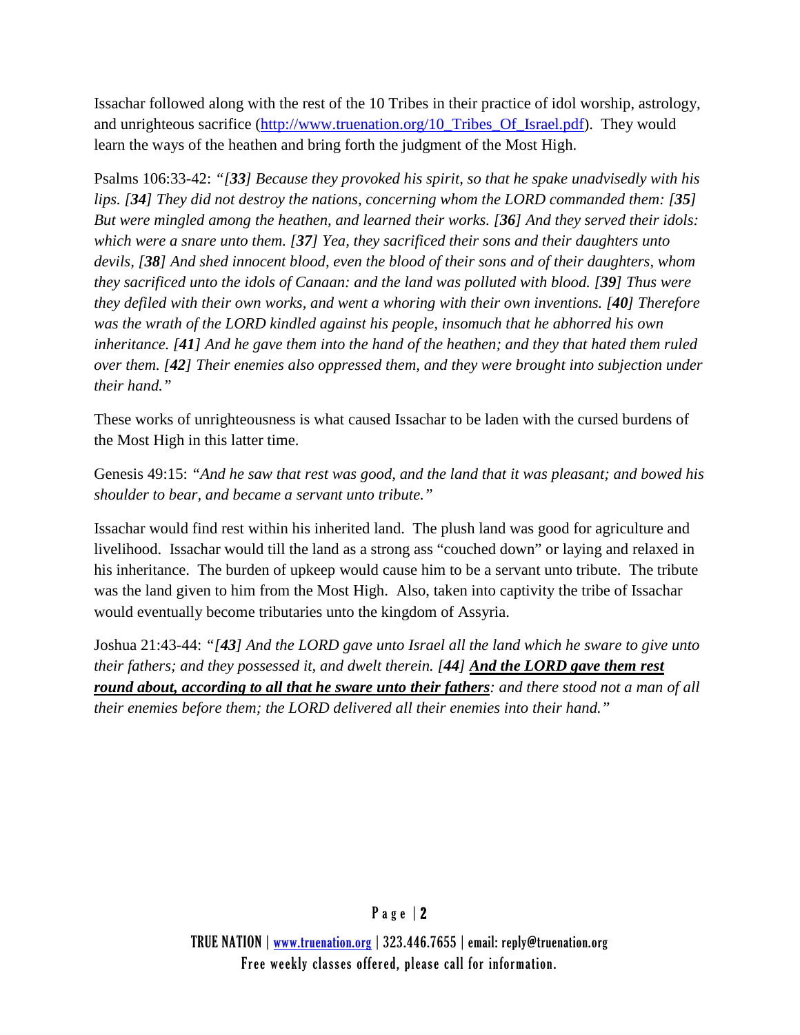Issachar followed along with the rest of the 10 Tribes in their practice of idol worship, astrology, and unrighteous sacrifice ([http://www.truenation.org/10_Tribes_Of_Israel.pdf](http://www.truenation.org/10_Tribes_Of_Israel.pdf)). They would learn the ways of the heathen and bring forth the judgment of the Most High.

Psalms 106:33-42: *"[**33**] Because they provoked his spirit, so that he spake unadvisedly with his lips. [**34**] They did not destroy the nations, concerning whom the LORD commanded them: [**35**] But were mingled among the heathen, and learned their works. [**36**] And they served their idols: which were a snare unto them. [**37**] Yea, they sacrificed their sons and their daughters unto devils, [**38**] And shed innocent blood, even the blood of their sons and of their daughters, whom they sacrificed unto the idols of Canaan: and the land was polluted with blood. [**39**] Thus were they defiled with their own works, and went a whoring with their own inventions. [**40**] Therefore was the wrath of the LORD kindled against his people, insomuch that he abhorred his own inheritance. [**41**] And he gave them into the hand of the heathen; and they that hated them ruled over them. [**42**] Their enemies also oppressed them, and they were brought into subjection under their hand."*

These works of unrighteousness is what caused Issachar to be laden with the cursed burdens of the Most High in this latter time.

Genesis 49:15: *"And he saw that rest was good, and the land that it was pleasant; and bowed his shoulder to bear, and became a servant unto tribute."*

Issachar would find rest within his inherited land. The plush land was good for agriculture and livelihood. Issachar would till the land as a strong ass "couched down" or laying and relaxed in his inheritance. The burden of upkeep would cause him to be a servant unto tribute. The tribute was the land given to him from the Most High. Also, taken into captivity the tribe of Issachar would eventually become tributaries unto the kingdom of Assyria.

Joshua 21:43-44: *"[**43**] And the LORD gave unto Israel all the land which he sware to give unto their fathers; and they possessed it, and dwelt therein. [**44**] <u>**And the LORD gave them rest round about, according to all that he sware unto their fathers**</u>: and there stood not a man of all their enemies before them; the LORD delivered all their enemies into their hand."*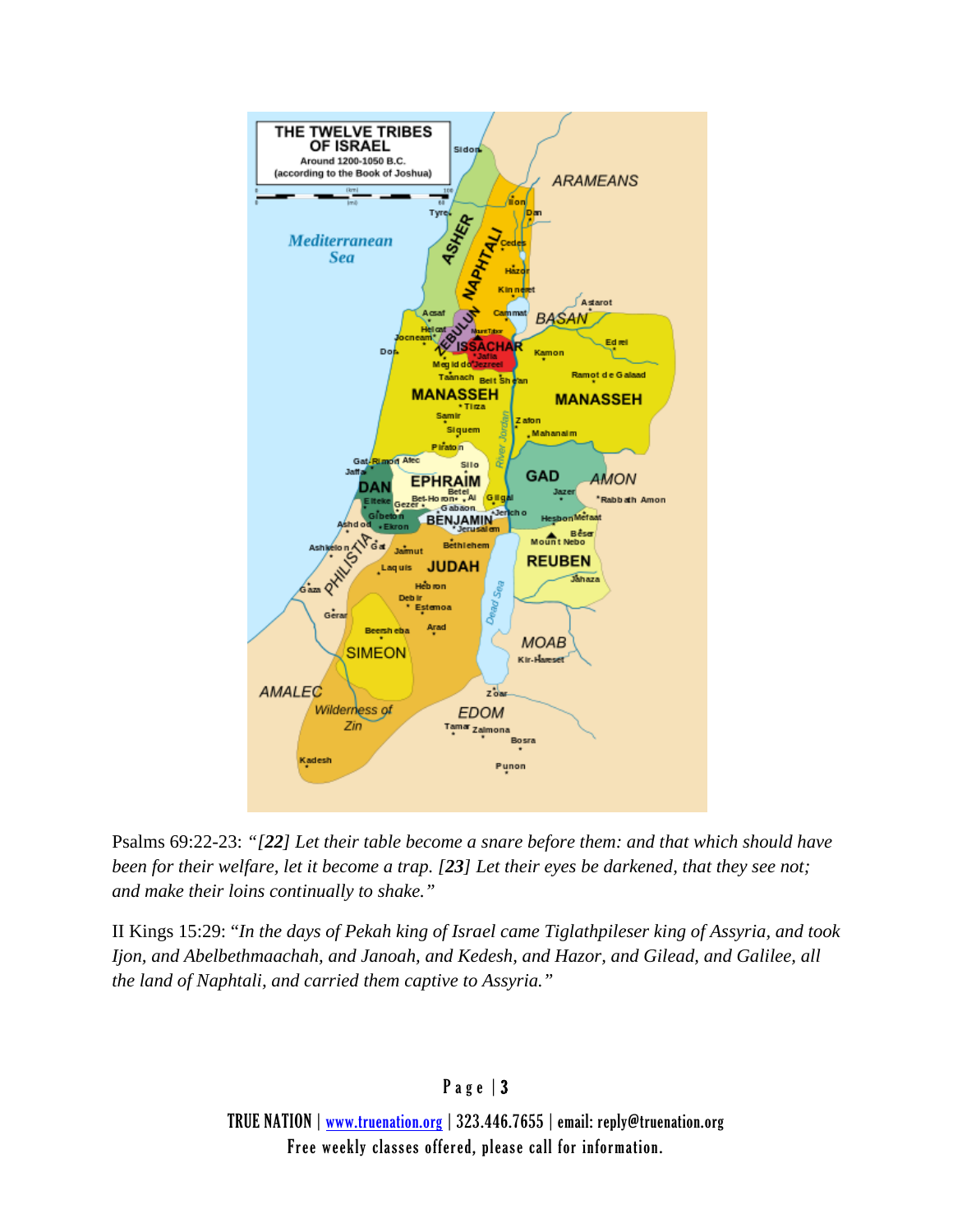Psalms 69:22-23: *"[**22**] Let their table become a snare before them: and that which should have been for their welfare, let it become a trap. [**23**] Let their eyes be darkened, that they see not; and make their loins continually to shake."*

II Kings 15:29: "*In the days of Pekah king of Israel came Tiglathpileser king of Assyria, and took Ijon, and Abelbethmaachah, and Janoah, and Kedesh, and Hazor, and Gilead, and Galilee, all the land of Naphtali, and carried them captive to Assyria.*"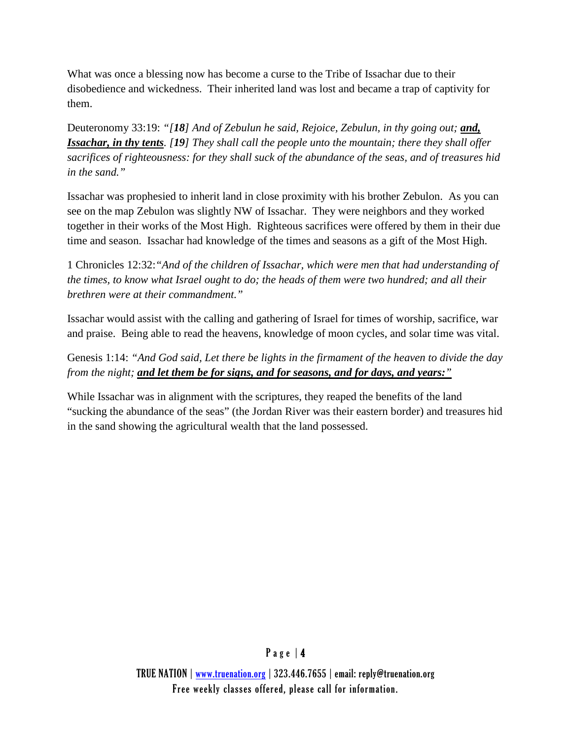What was once a blessing now has become a curse to the Tribe of Issachar due to their disobedience and wickedness. Their inherited land was lost and became a trap of captivity for them.

Deuteronomy 33:19: *"[**18**] And of Zebulun he said, Rejoice, Zebulun, in thy going out;* ***and, Issachar, in thy tents****. [**19**] They shall call the people unto the mountain; there they shall offer sacrifices of righteousness: for they shall suck of the abundance of the seas, and of treasures hid in the sand."*

Issachar was prophesied to inherit land in close proximity with his brother Zebulon. As you can see on the map Zebulon was slightly NW of Issachar. They were neighbors and they worked together in their works of the Most High. Righteous sacrifices were offered by them in their due time and season. Issachar had knowledge of the times and seasons as a gift of the Most High.

1 Chronicles 12:32: *"And of the children of Issachar, which were men that had understanding of the times, to know what Israel ought to do; the heads of them were two hundred; and all their brethren were at their commandment."*

Issachar would assist with the calling and gathering of Israel for times of worship, sacrifice, war and praise. Being able to read the heavens, knowledge of moon cycles, and solar time was vital.

Genesis 1:14: *"And God said, Let there be lights in the firmament of the heaven to divide the day from the night;* ***and let them be for signs, and for seasons, and for days, and years:"***

While Issachar was in alignment with the scriptures, they reaped the benefits of the land "sucking the abundance of the seas" (the Jordan River was their eastern border) and treasures hid in the sand showing the agricultural wealth that the land possessed.

TRUE NATION | www.truenation.org | 323.446.7655 | email: reply@truenation.org
Free weekly classes offered, please call for information.